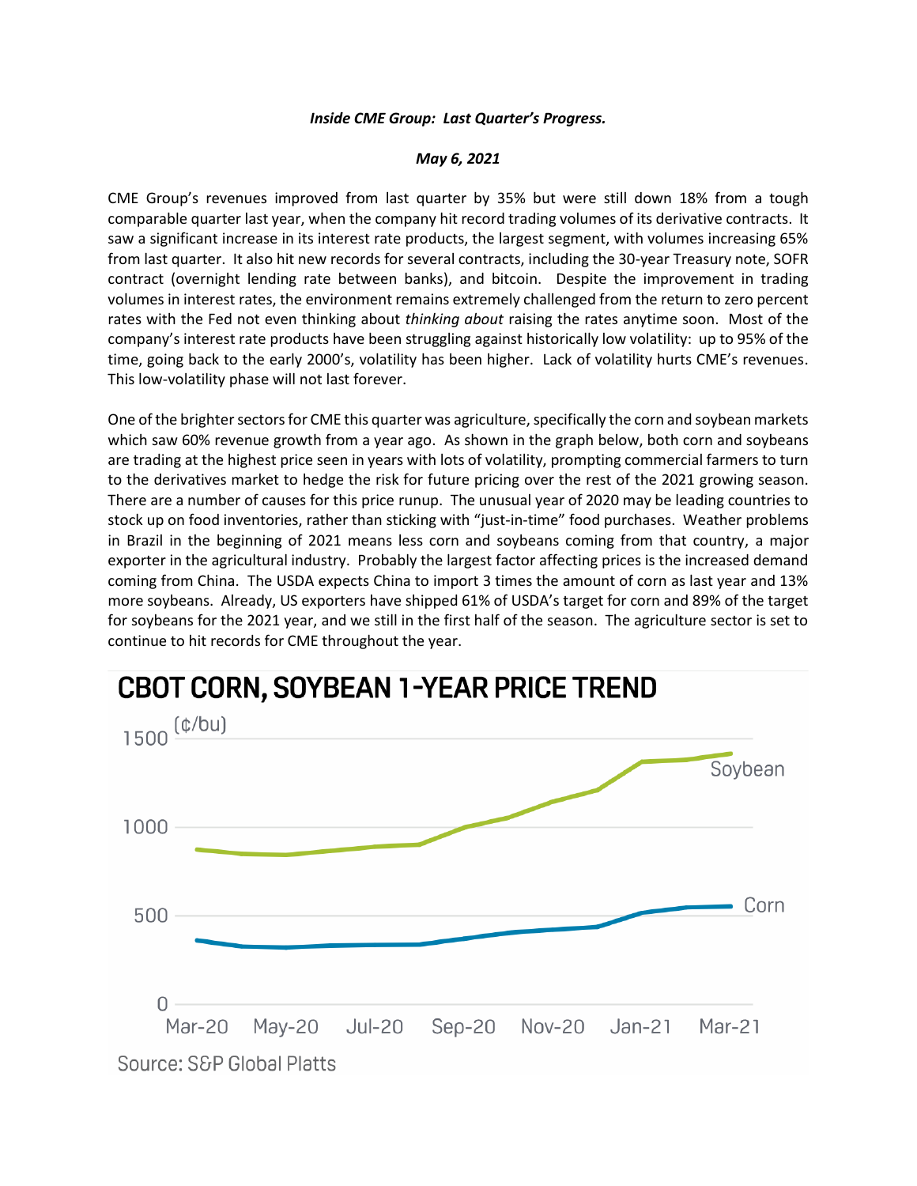***Inside CME Group: Last Quarter's Progress.***

***May 6, 2021***

CME Group's revenues improved from last quarter by 35% but were still down 18% from a tough comparable quarter last year, when the company hit record trading volumes of its derivative contracts. It saw a significant increase in its interest rate products, the largest segment, with volumes increasing 65% from last quarter. It also hit new records for several contracts, including the 30-year Treasury note, SOFR contract (overnight lending rate between banks), and bitcoin. Despite the improvement in trading volumes in interest rates, the environment remains extremely challenged from the return to zero percent rates with the Fed not even thinking about *thinking about* raising the rates anytime soon. Most of the company's interest rate products have been struggling against historically low volatility: up to 95% of the time, going back to the early 2000's, volatility has been higher. Lack of volatility hurts CME's revenues. This low-volatility phase will not last forever.

One of the brighter sectors for CME this quarter was agriculture, specifically the corn and soybean markets which saw 60% revenue growth from a year ago. As shown in the graph below, both corn and soybeans are trading at the highest price seen in years with lots of volatility, prompting commercial farmers to turn to the derivatives market to hedge the risk for future pricing over the rest of the 2021 growing season. There are a number of causes for this price runup. The unusual year of 2020 may be leading countries to stock up on food inventories, rather than sticking with "just-in-time" food purchases. Weather problems in Brazil in the beginning of 2021 means less corn and soybeans coming from that country, a major exporter in the agricultural industry. Probably the largest factor affecting prices is the increased demand coming from China. The USDA expects China to import 3 times the amount of corn as last year and 13% more soybeans. Already, US exporters have shipped 61% of USDA's target for corn and 89% of the target for soybeans for the 2021 year, and we still in the first half of the season. The agriculture sector is set to continue to hit records for CME throughout the year.

**CBOT CORN, SOYBEAN 1-YEAR PRICE TREND**

Source: S&P Global Platts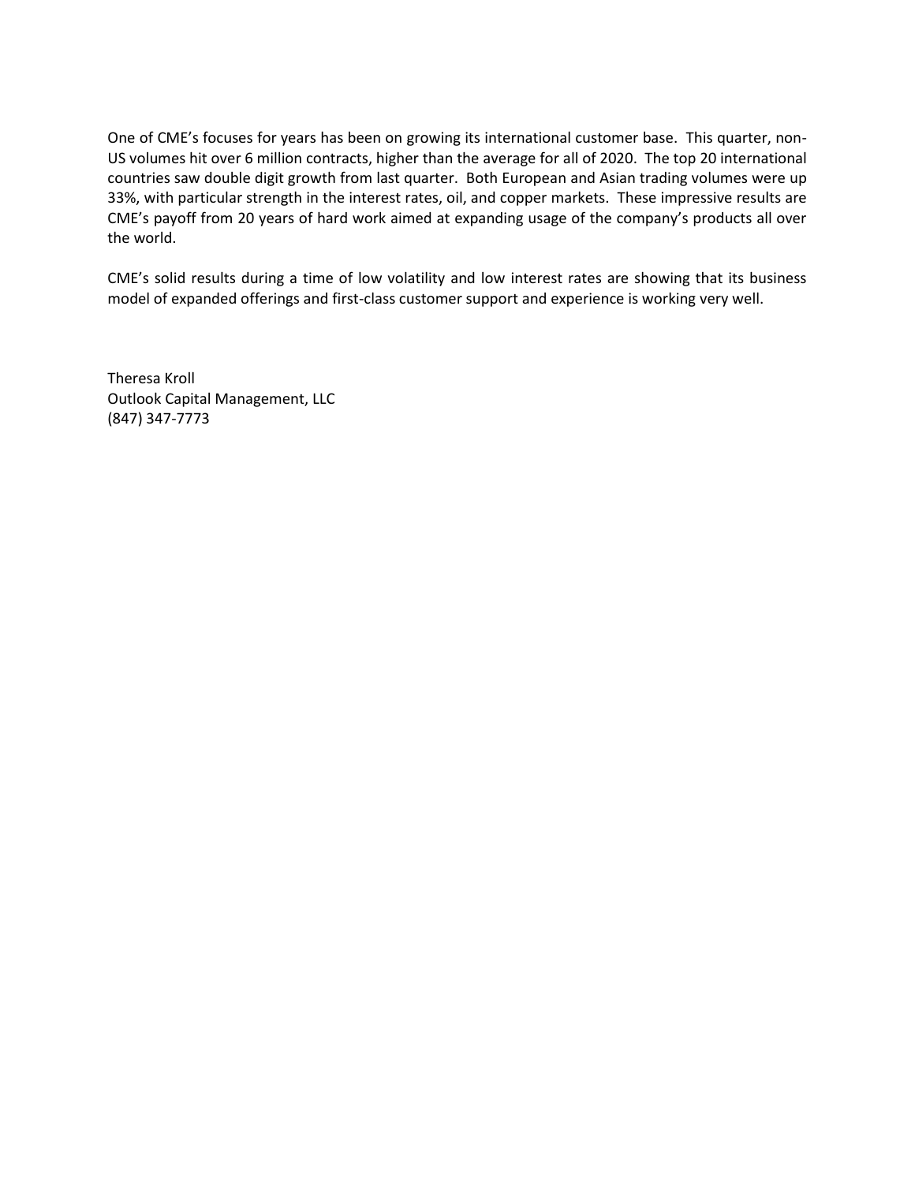One of CME's focuses for years has been on growing its international customer base. This quarter, non-US volumes hit over 6 million contracts, higher than the average for all of 2020. The top 20 international countries saw double digit growth from last quarter. Both European and Asian trading volumes were up 33%, with particular strength in the interest rates, oil, and copper markets. These impressive results are CME's payoff from 20 years of hard work aimed at expanding usage of the company's products all over the world.

CME's solid results during a time of low volatility and low interest rates are showing that its business model of expanded offerings and first-class customer support and experience is working very well.

Theresa Kroll  
Outlook Capital Management, LLC  
(847) 347-7773